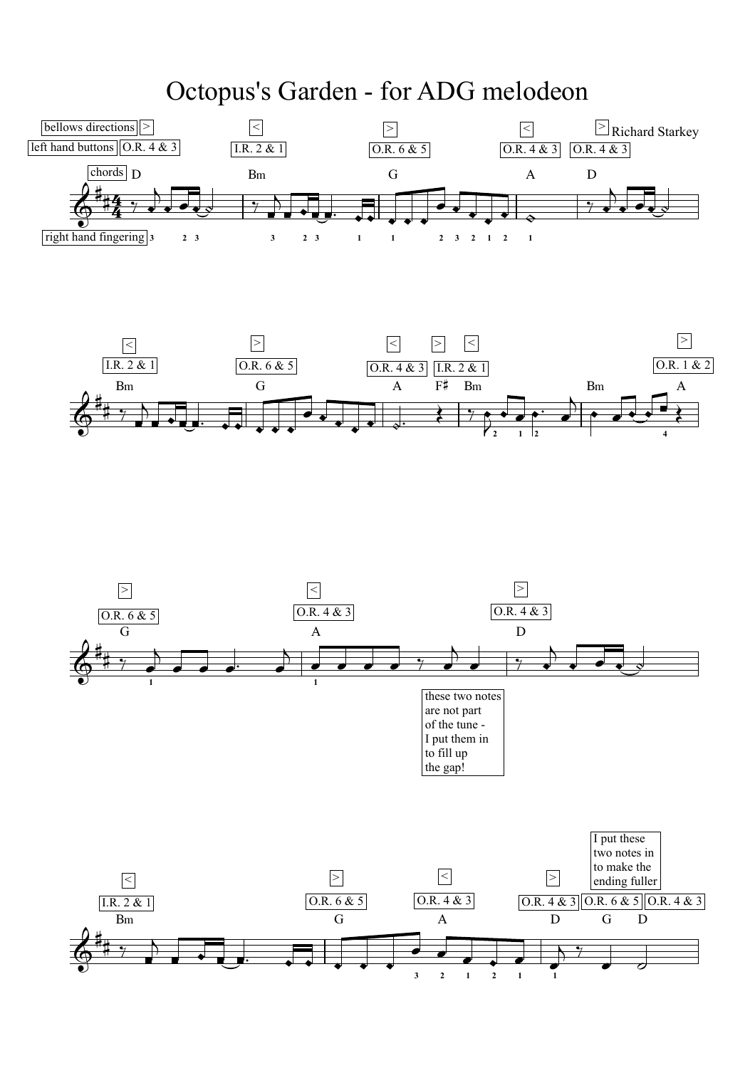# Octopus's Garden - for ADG melodeon

Richard Starkey

bellows directions

left hand buttons

chords

right hand fingering

these two notes are not part of the tune - I put them in to fill up the gap!

I put these two notes in to make the ending fuller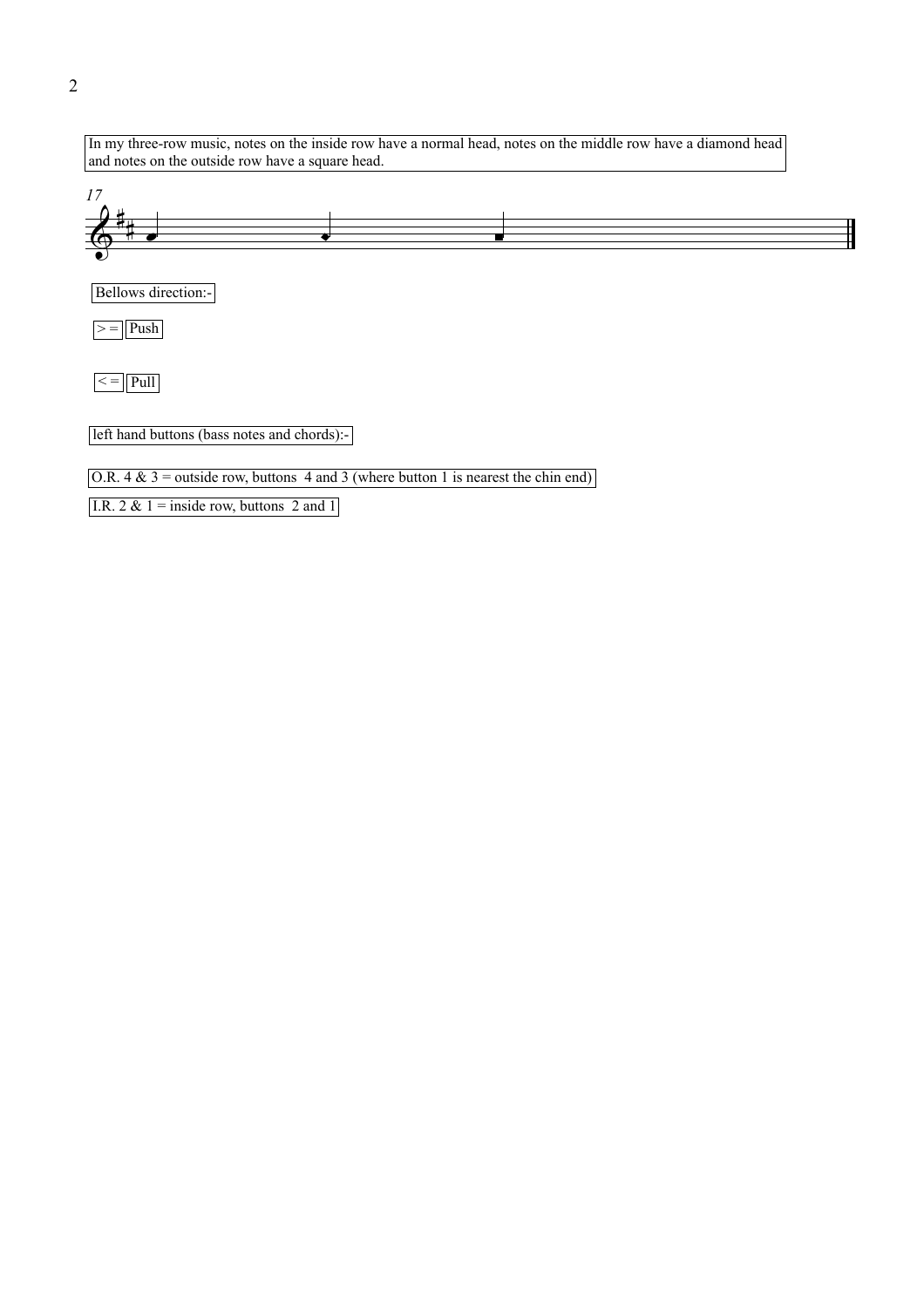In my three-row music, notes on the inside row have a normal head, notes on the middle row have a diamond head and notes on the outside row have a square head.

17

Bellows direction:-

> = Push

< = Pull

left hand buttons (bass notes and chords):-

O.R. 4 & 3 = outside row, buttons 4 and 3 (where button 1 is nearest the chin end)

I.R. 2 & 1 = inside row, buttons 2 and 1